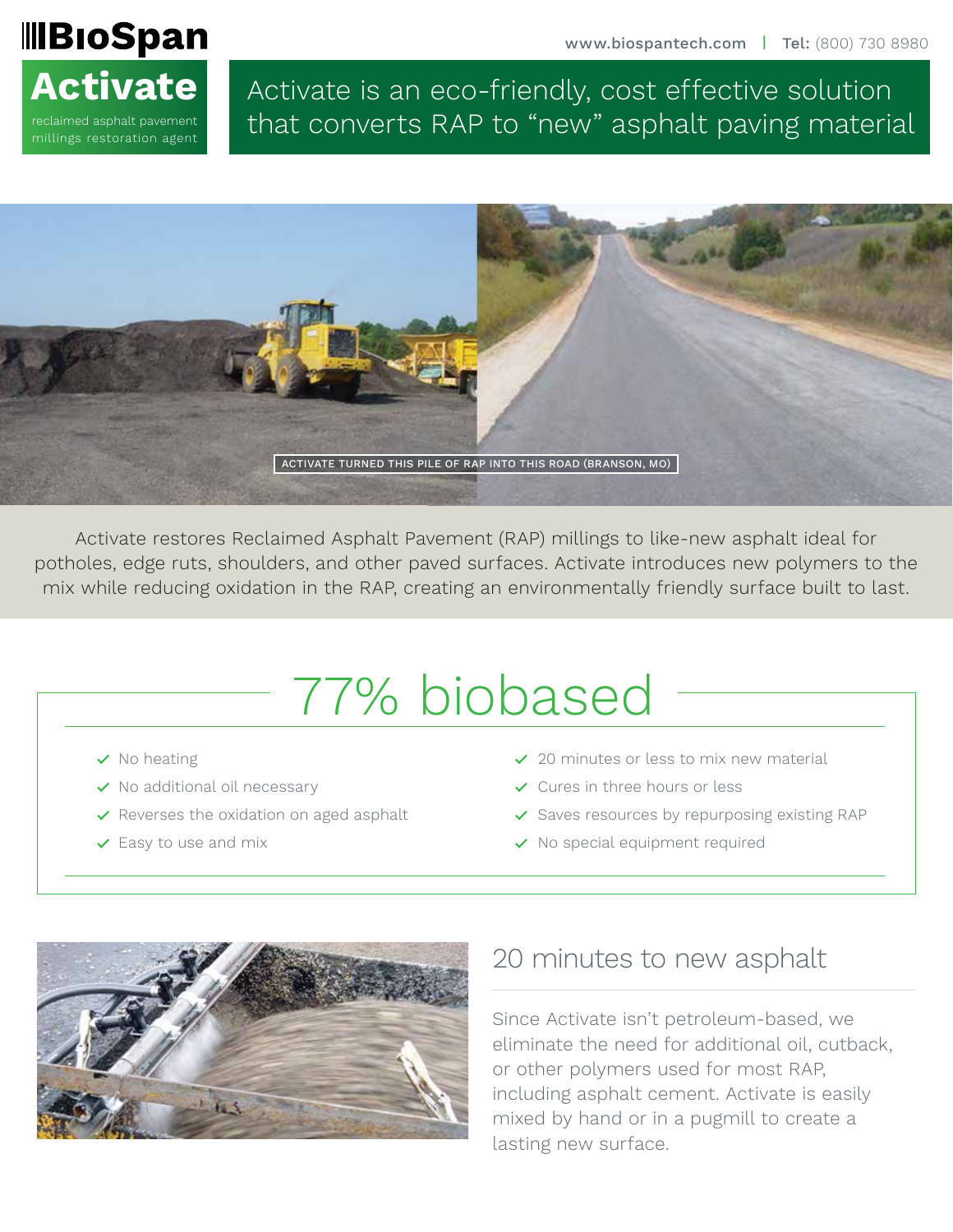# BioSpan

## Activate

reclaimed asphalt pavement millings restoration agent

www.biospantech.com | Tel: (800) 730 8980

Activate is an eco-friendly, cost effective solution that converts RAP to “new” asphalt paving material

ACTIVATE TURNED THIS PILE OF RAP INTO THIS ROAD (BRANSON, MO)

Activate restores Reclaimed Asphalt Pavement (RAP) millings to like-new asphalt ideal for potholes, edge ruts, shoulders, and other paved surfaces. Activate introduces new polymers to the mix while reducing oxidation in the RAP, creating an environmentally friendly surface built to last.

## 77% biobased

- No heating
- No additional oil necessary
- Reverses the oxidation on aged asphalt
- Easy to use and mix
- 20 minutes or less to mix new material
- Cures in three hours or less
- Saves resources by repurposing existing RAP
- No special equipment required

## 20 minutes to new asphalt

Since Activate isn’t petroleum-based, we eliminate the need for additional oil, cutback, or other polymers used for most RAP, including asphalt cement. Activate is easily mixed by hand or in a pugmill to create a lasting new surface.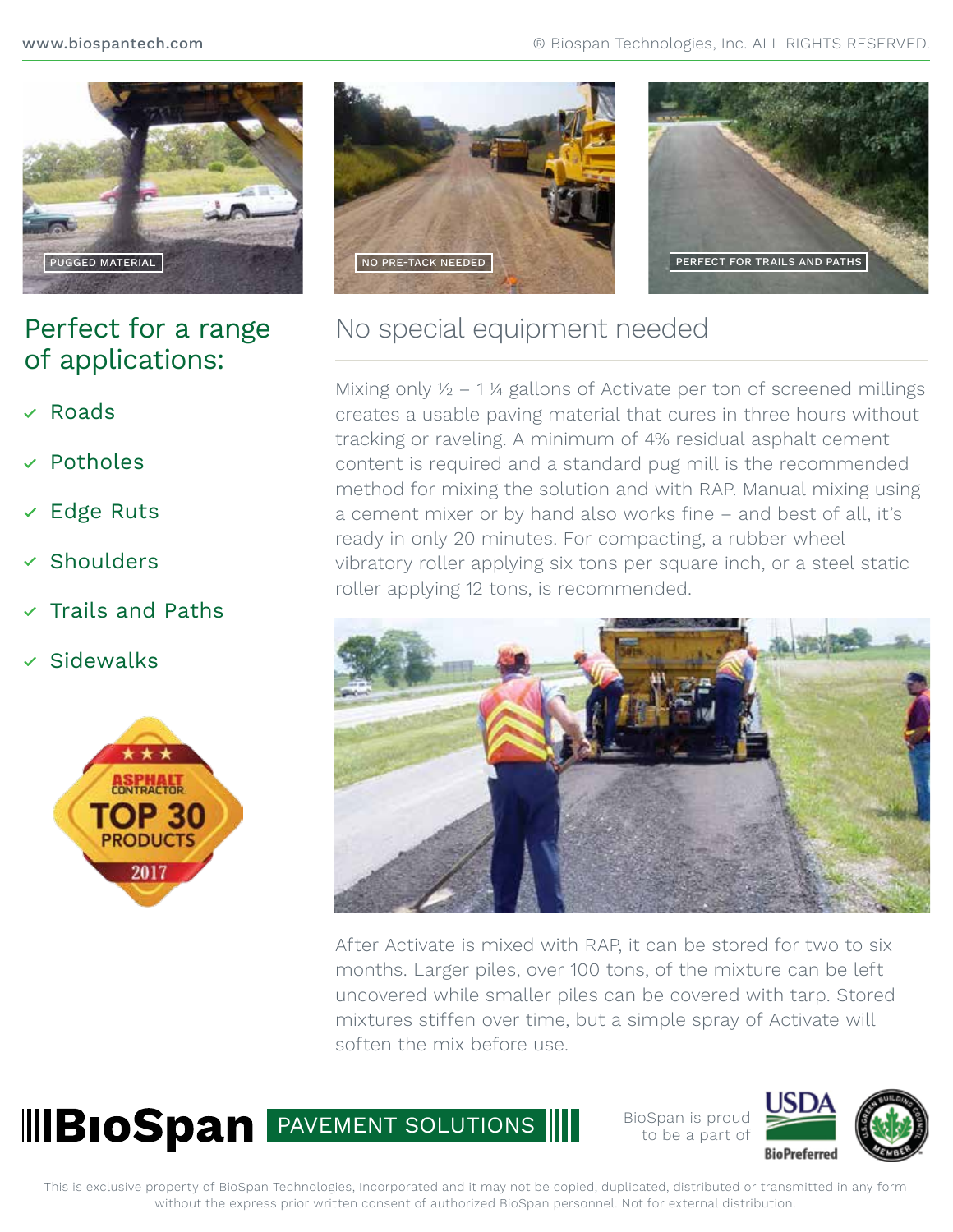PUGGED MATERIAL

NO PRE-TACK NEEDED

PERFECT FOR TRAILS AND PATHS

## Perfect for a range of applications:

- Roads
- Potholes
- Edge Ruts
- Shoulders
- Trails and Paths
- Sidewalks

ASPHALT CONTRACTOR TOP 30 PRODUCTS 2017

## No special equipment needed

Mixing only ½ – 1 ¼ gallons of Activate per ton of screened millings creates a usable paving material that cures in three hours without tracking or raveling. A minimum of 4% residual asphalt cement content is required and a standard pug mill is the recommended method for mixing the solution and with RAP. Manual mixing using a cement mixer or by hand also works fine – and best of all, it's ready in only 20 minutes. For compacting, a rubber wheel vibratory roller applying six tons per square inch, or a steel static roller applying 12 tons, is recommended.

After Activate is mixed with RAP, it can be stored for two to six months. Larger piles, over 100 tons, of the mixture can be left uncovered while smaller piles can be covered with tarp. Stored mixtures stiffen over time, but a simple spray of Activate will soften the mix before use.

**BioSpan** PAVEMENT SOLUTIONS

BioSpan is proud to be a part of USDA BioPreferred; U.S. Green Building Council Member

This is exclusive property of BioSpan Technologies, Incorporated and it may not be copied, duplicated, distributed or transmitted in any form without the express prior written consent of authorized BioSpan personnel. Not for external distribution.